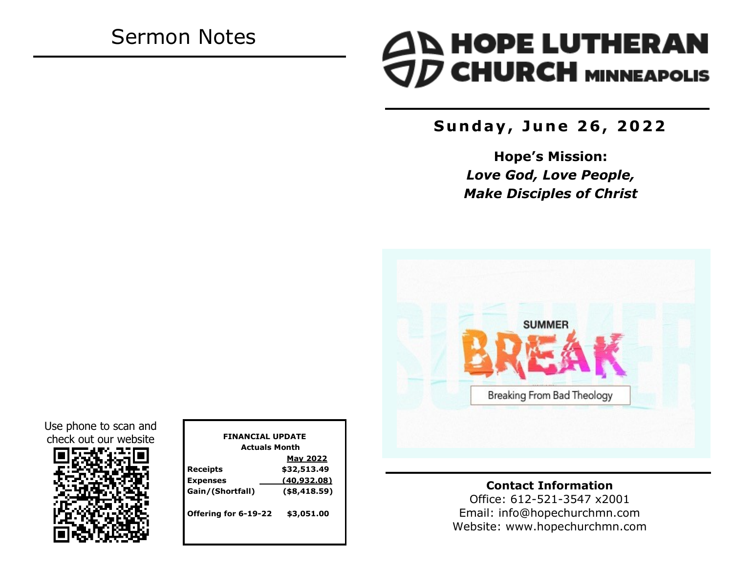# Sermon Notes

Use phone to scan and check out our website

| FINANCIAL UPDATE | |
|---|---|
| Actuals Month | |
| | May 2022 |
| Receipts | $32,513.49 |
| Expenses | (40,932.08) |
| Gain/(Shortfall) | ($8,418.59) |
| | |
| Offering for 6-19-22 | $3,051.00 |

# HOPE LUTHERAN CHURCH MINNEAPOLIS

## Sunday, June 26, 2022

**Hope's Mission:**
***Love God, Love People,***
***Make Disciples of Christ***

SUMMER BREAK

Breaking From Bad Theology

**Contact Information**
Office: 612-521-3547 x2001
Email: info@hopechurchmn.com
Website: www.hopechurchmn.com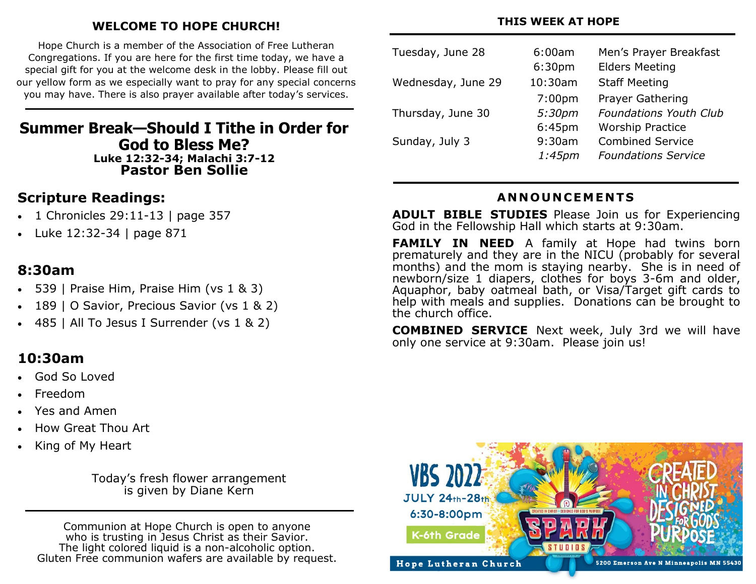## WELCOME TO HOPE CHURCH!

Hope Church is a member of the Association of Free Lutheran Congregations. If you are here for the first time today, we have a special gift for you at the welcome desk in the lobby. Please fill out our yellow form as we especially want to pray for any special concerns you may have. There is also prayer available after today's services.

# Summer Break—Should I Tithe in Order for God to Bless Me?

**Luke 12:32-34; Malachi 3:7-12**

**Pastor Ben Sollie**

## Scripture Readings:

- 1 Chronicles 29:11-13 | page 357
- Luke 12:32-34 | page 871

## 8:30am

- 539 | Praise Him, Praise Him (vs 1 & 3)
- 189 | O Savior, Precious Savior (vs 1 & 2)
- 485 | All To Jesus I Surrender (vs 1 & 2)

## 10:30am

- God So Loved
- Freedom
- Yes and Amen
- How Great Thou Art
- King of My Heart

Today's fresh flower arrangement is given by Diane Kern

Communion at Hope Church is open to anyone who is trusting in Jesus Christ as their Savior. The light colored liquid is a non-alcoholic option. Gluten Free communion wafers are available by request.

## THIS WEEK AT HOPE

| | | |
|---|---|---|
| Tuesday, June 28 | 6:00am | Men's Prayer Breakfast |
| | 6:30pm | Elders Meeting |
| Wednesday, June 29 | 10:30am | Staff Meeting |
| | 7:00pm | Prayer Gathering |
| Thursday, June 30 | *5:30pm* | *Foundations Youth Club* |
| | 6:45pm | Worship Practice |
| Sunday, July 3 | 9:30am | Combined Service |
| | *1:45pm* | *Foundations Service* |

## ANNOUNCEMENTS

**ADULT BIBLE STUDIES** Please Join us for Experiencing God in the Fellowship Hall which starts at 9:30am.

**FAMILY IN NEED** A family at Hope had twins born prematurely and they are in the NICU (probably for several months) and the mom is staying nearby. She is in need of newborn/size 1 diapers, clothes for boys 3-6m and older, Aquaphor, baby oatmeal bath, or Visa/Target gift cards to help with meals and supplies. Donations can be brought to the church office.

**COMBINED SERVICE** Next week, July 3rd we will have only one service at 9:30am. Please join us!

VBS 2022
JULY 24th-28th
6:30-8:00pm
K-6th Grade
SPARK STUDIOS
CREATED IN CHRIST DESIGNED FOR GOD'S PURPOSE
Hope Lutheran Church
5200 Emerson Ave N Minneapolis MN 55430